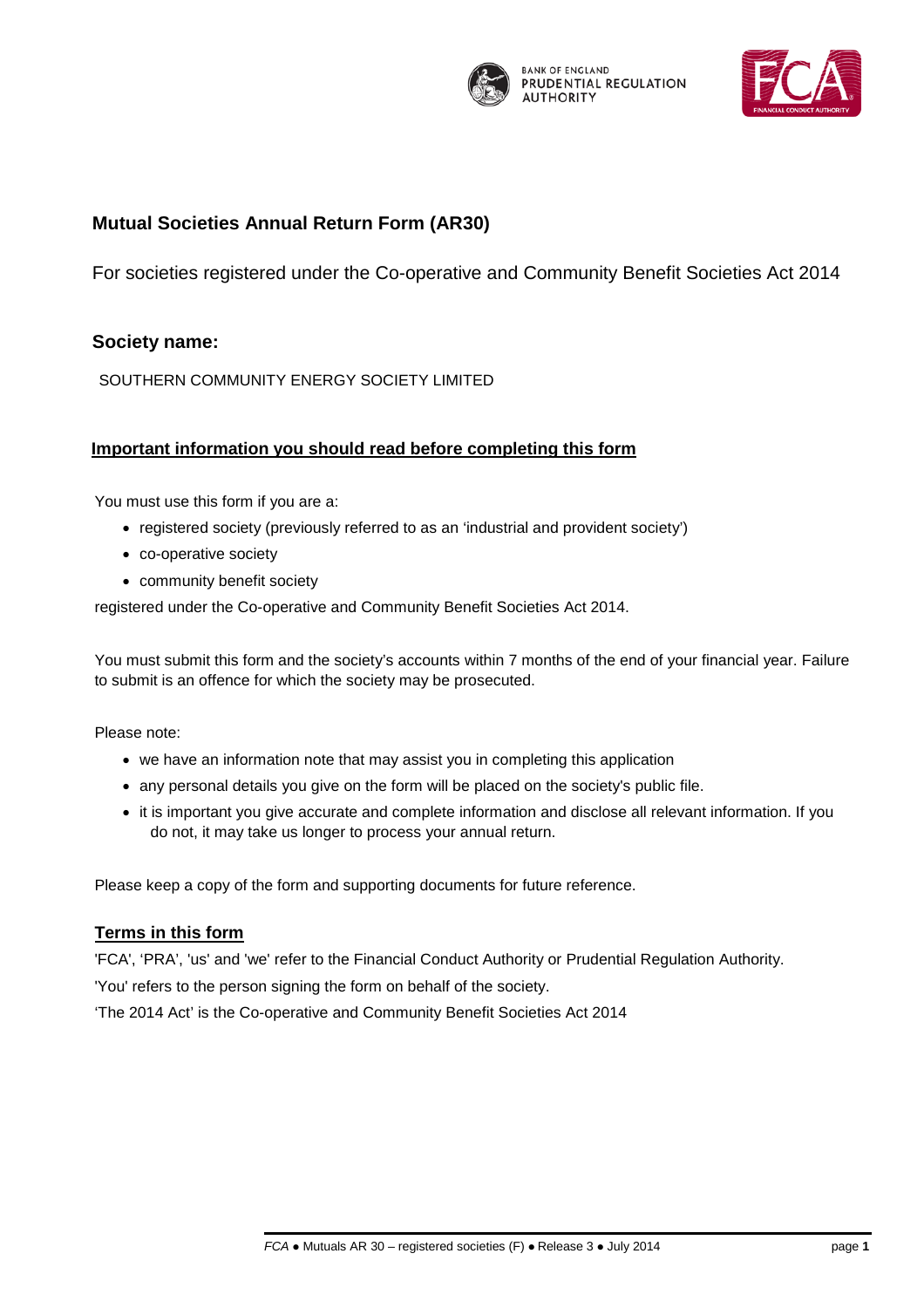# Mutual Societies Annual Return Form (AR30)

For societies registered under the Co-operative and Community Benefit Societies Act 2014

## Society name:

SOUTHERN COMMUNITY ENERGY SOCIETY LIMITED

## Important information you should read before completing this form

You must use this form if you are a:

- registered society (previously referred to as an 'industrial and provident society')
- co-operative society
- community benefit society

registered under the Co-operative and Community Benefit Societies Act 2014.

You must submit this form and the society's accounts within 7 months of the end of your financial year. Failure to submit is an offence for which the society may be prosecuted.

Please note:

- we have an information note that may assist you in completing this application
- any personal details you give on the form will be placed on the society's public file.
- it is important you give accurate and complete information and disclose all relevant information. If you do not, it may take us longer to process your annual return.

Please keep a copy of the form and supporting documents for future reference.

## Terms in this form

'FCA', 'PRA', 'us' and 'we' refer to the Financial Conduct Authority or Prudential Regulation Authority.

'You' refers to the person signing the form on behalf of the society.

'The 2014 Act' is the Co-operative and Community Benefit Societies Act 2014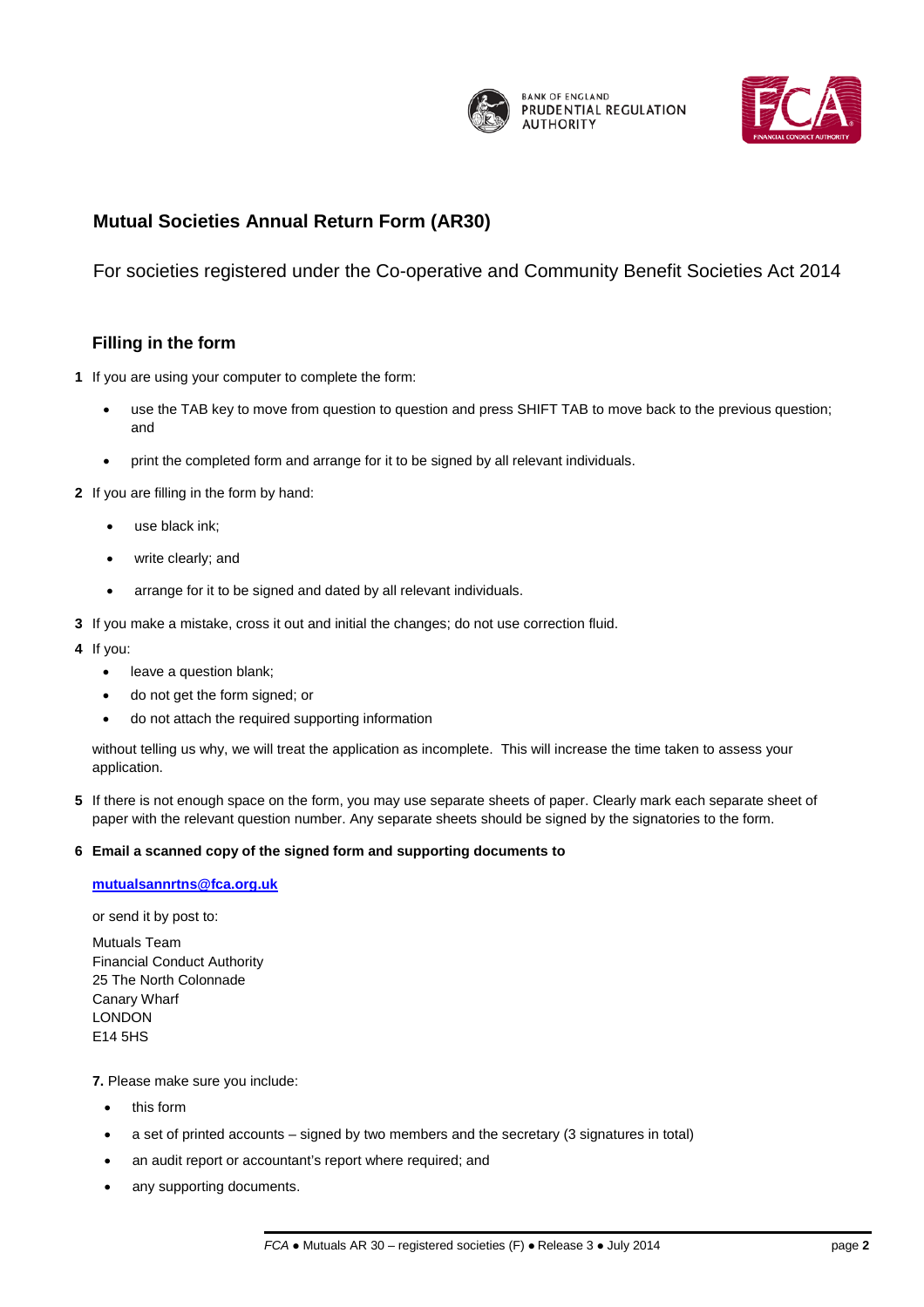## Mutual Societies Annual Return Form (AR30)

For societies registered under the Co-operative and Community Benefit Societies Act 2014

### Filling in the form

**1** If you are using your computer to complete the form:

- use the TAB key to move from question to question and press SHIFT TAB to move back to the previous question; and
- print the completed form and arrange for it to be signed by all relevant individuals.

**2** If you are filling in the form by hand:

- use black ink;
- write clearly; and
- arrange for it to be signed and dated by all relevant individuals.

**3** If you make a mistake, cross it out and initial the changes; do not use correction fluid.

**4** If you:

- leave a question blank;
- do not get the form signed; or
- do not attach the required supporting information

without telling us why, we will treat the application as incomplete. This will increase the time taken to assess your application.

**5** If there is not enough space on the form, you may use separate sheets of paper. Clearly mark each separate sheet of paper with the relevant question number. Any separate sheets should be signed by the signatories to the form.

**6 Email a scanned copy of the signed form and supporting documents to**

**mutualsannrtns@fca.org.uk**

or send it by post to:

Mutuals Team
Financial Conduct Authority
25 The North Colonnade
Canary Wharf
LONDON
E14 5HS

**7.** Please make sure you include:

- this form
- a set of printed accounts – signed by two members and the secretary (3 signatures in total)
- an audit report or accountant's report where required; and
- any supporting documents.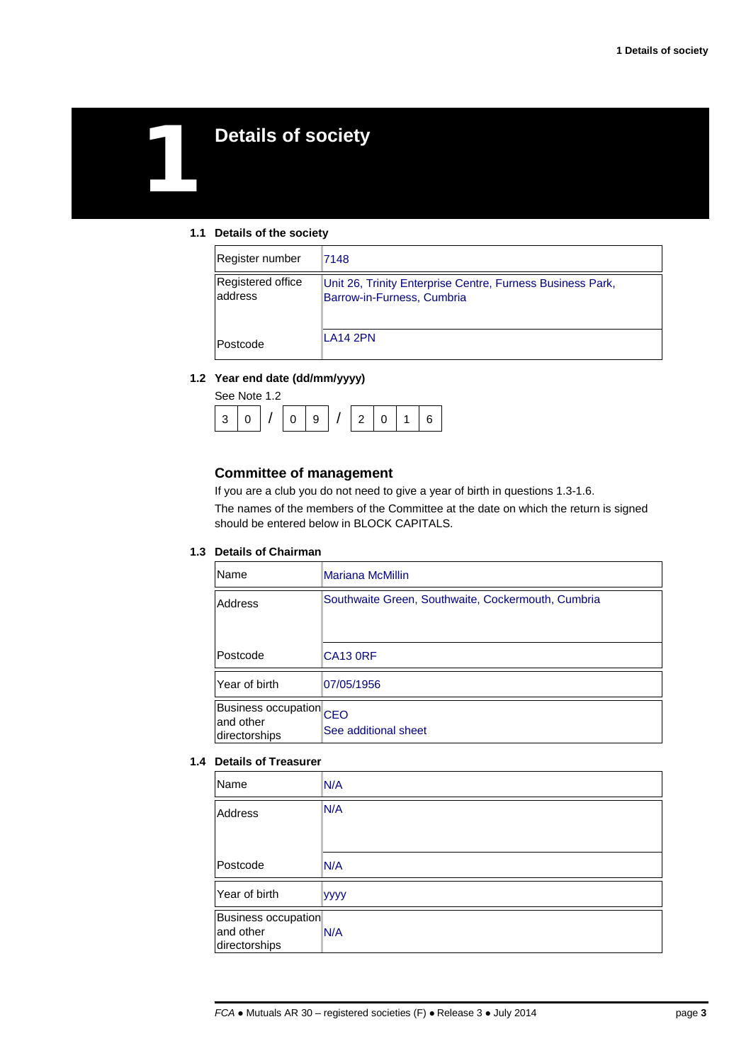# 1 Details of society

### 1.1 Details of the society

| | |
|---|---|
| Register number | 7148 |
| Registered office address | Unit 26, Trinity Enterprise Centre, Furness Business Park, Barrow-in-Furness, Cumbria |
| Postcode | LA14 2PN |

### 1.2 Year end date (dd/mm/yyyy)

See Note 1.2

30 / 09 / 2016

## Committee of management

If you are a club you do not need to give a year of birth in questions 1.3-1.6.

The names of the members of the Committee at the date on which the return is signed should be entered below in BLOCK CAPITALS.

### 1.3 Details of Chairman

| | |
|---|---|
| Name | Mariana McMillin |
| Address | Southwaite Green, Southwaite, Cockermouth, Cumbria |
| Postcode | CA13 0RF |
| Year of birth | 07/05/1956 |
| Business occupation and other directorships | CEO<br>See additional sheet |

### 1.4 Details of Treasurer

| | |
|---|---|
| Name | N/A |
| Address | N/A |
| Postcode | N/A |
| Year of birth | yyyy |
| Business occupation and other directorships | N/A |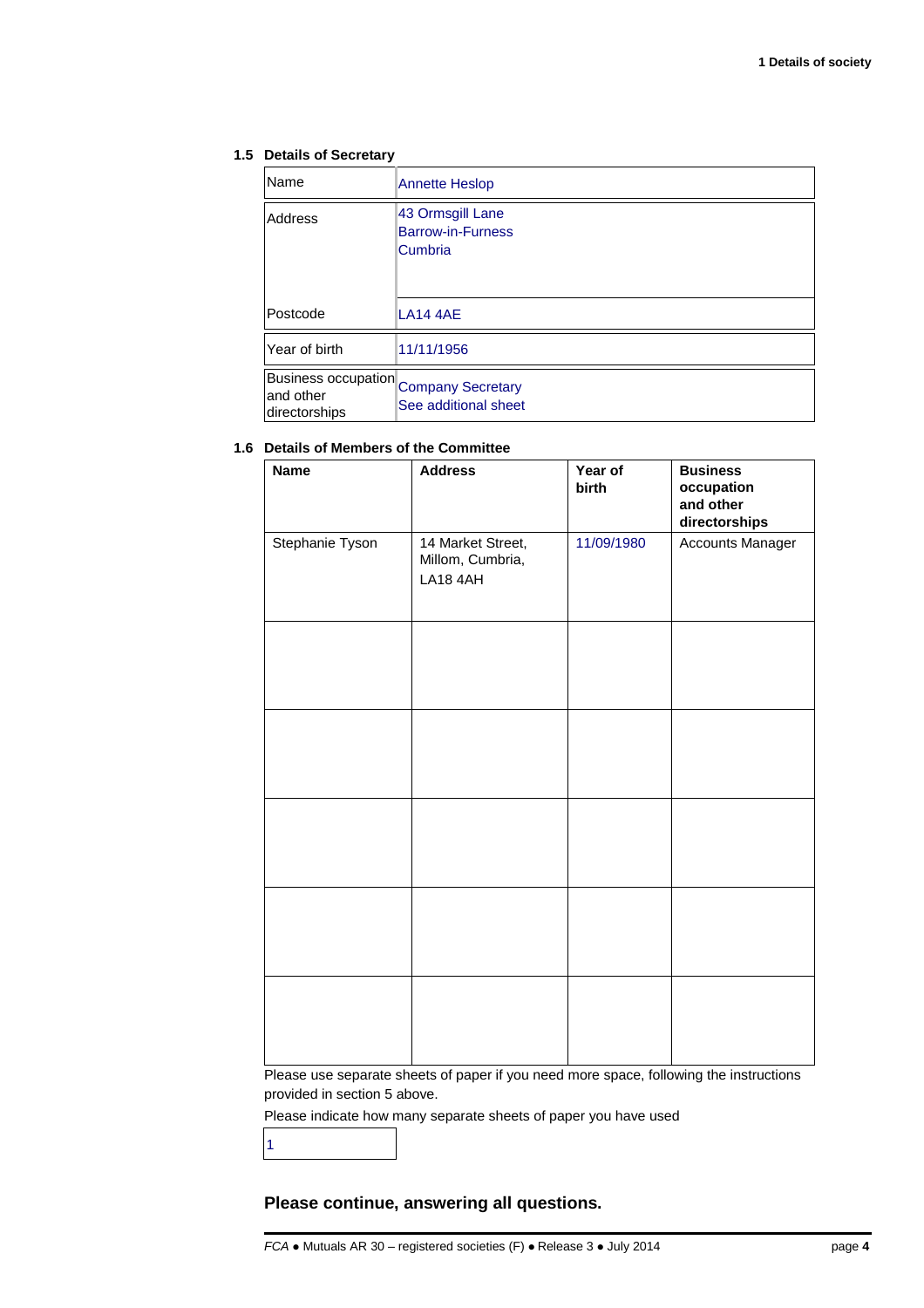### 1.5 Details of Secretary

| | |
|---|---|
| Name | Annette Heslop |
| Address | 43 Ormsgill Lane<br>Barrow-in-Furness<br>Cumbria |
| Postcode | LA14 4AE |
| Year of birth | 11/11/1956 |
| Business occupation and other directorships | Company Secretary<br>See additional sheet |

### 1.6 Details of Members of the Committee

| Name | Address | Year of birth | Business occupation and other directorships |
|---|---|---|---|
| Stephanie Tyson | 14 Market Street, Millom, Cumbria, LA18 4AH | 11/09/1980 | Accounts Manager |
| | | | |
| | | | |
| | | | |
| | | | |
| | | | |

Please use separate sheets of paper if you need more space, following the instructions provided in section 5 above.

Please indicate how many separate sheets of paper you have used

1

**Please continue, answering all questions.**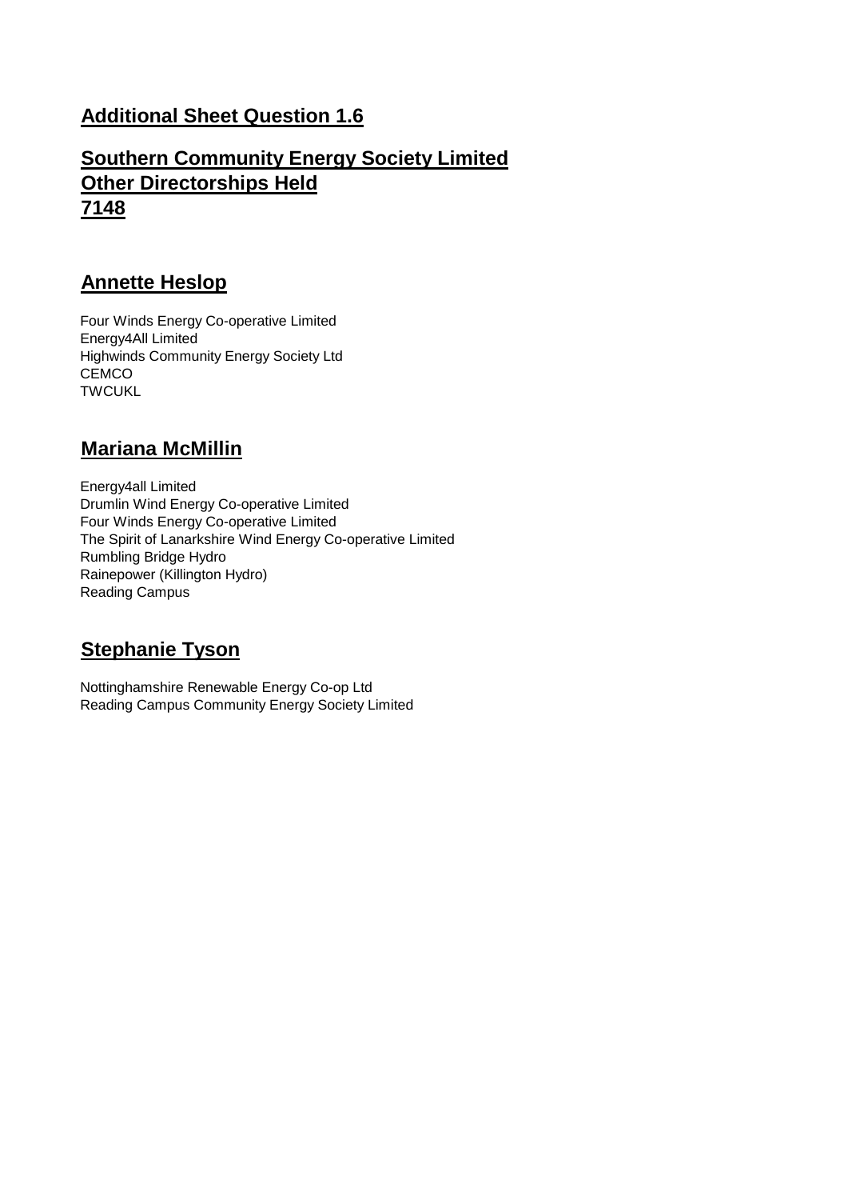## Additional Sheet Question 1.6

## Southern Community Energy Society Limited
## Other Directorships Held
## 7148

### Annette Heslop

Four Winds Energy Co-operative Limited
Energy4All Limited
Highwinds Community Energy Society Ltd
CEMCO
TWCUKL

### Mariana McMillin

Energy4all Limited
Drumlin Wind Energy Co-operative Limited
Four Winds Energy Co-operative Limited
The Spirit of Lanarkshire Wind Energy Co-operative Limited
Rumbling Bridge Hydro
Rainepower (Killington Hydro)
Reading Campus

### Stephanie Tyson

Nottinghamshire Renewable Energy Co-op Ltd
Reading Campus Community Energy Society Limited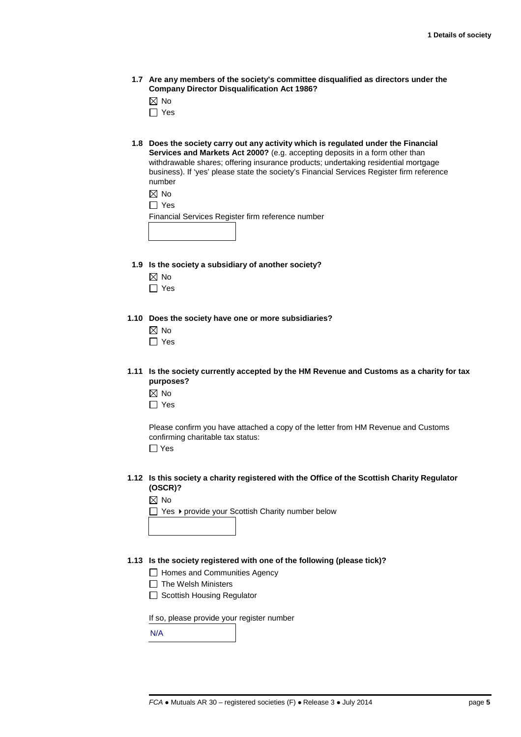**1.7 Are any members of the society's committee disqualified as directors under the Company Director Disqualification Act 1986?**

☒ No

☐ Yes

**1.8 Does the society carry out any activity which is regulated under the Financial Services and Markets Act 2000?** (e.g. accepting deposits in a form other than withdrawable shares; offering insurance products; undertaking residential mortgage business). If 'yes' please state the society's Financial Services Register firm reference number

☒ No

☐ Yes

Financial Services Register firm reference number

| |
|---|

**1.9 Is the society a subsidiary of another society?**

☒ No

☐ Yes

**1.10 Does the society have one or more subsidiaries?**

☒ No

☐ Yes

**1.11 Is the society currently accepted by the HM Revenue and Customs as a charity for tax purposes?**

☒ No

☐ Yes

Please confirm you have attached a copy of the letter from HM Revenue and Customs confirming charitable tax status:

☐ Yes

**1.12 Is this society a charity registered with the Office of the Scottish Charity Regulator (OSCR)?**

☒ No

☐ Yes ▸ provide your Scottish Charity number below

| |
|---|

**1.13 Is the society registered with one of the following (please tick)?**

☐ Homes and Communities Agency

☐ The Welsh Ministers

☐ Scottish Housing Regulator

If so, please provide your register number

| N/A |
|---|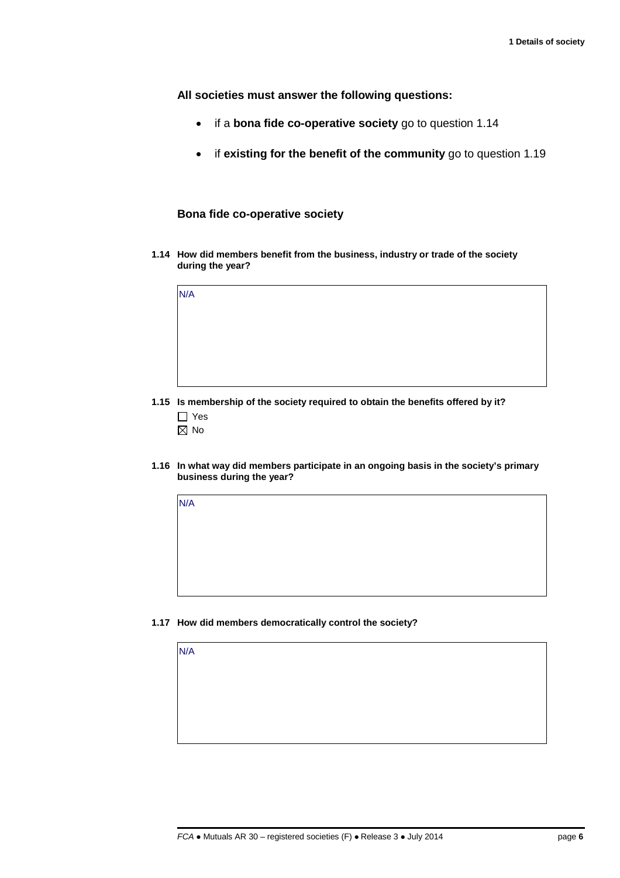**All societies must answer the following questions:**

- if a **bona fide co-operative society** go to question 1.14
- if **existing for the benefit of the community** go to question 1.19

### Bona fide co-operative society

**1.14 How did members benefit from the business, industry or trade of the society during the year?**

N/A

**1.15 Is membership of the society required to obtain the benefits offered by it?**

☐ Yes

☒ No

**1.16 In what way did members participate in an ongoing basis in the society's primary business during the year?**

N/A

**1.17 How did members democratically control the society?**

N/A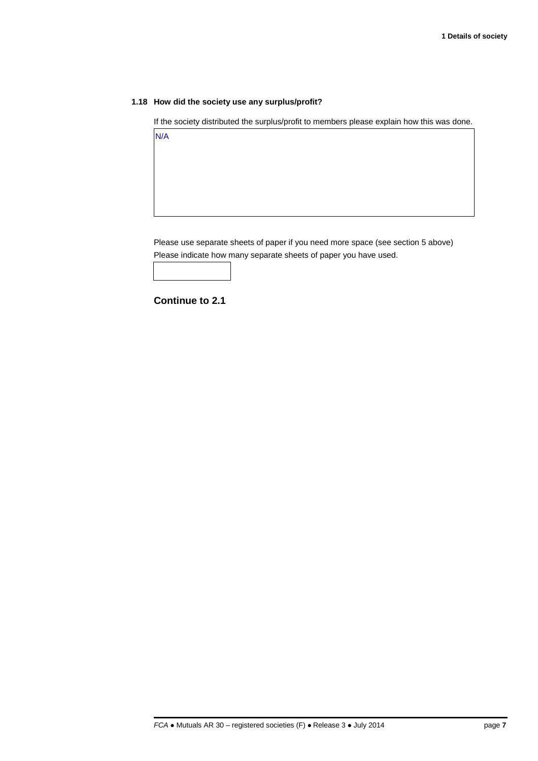**1.18 How did the society use any surplus/profit?**

If the society distributed the surplus/profit to members please explain how this was done.

| N/A |
|---|

Please use separate sheets of paper if you need more space (see section 5 above)

Please indicate how many separate sheets of paper you have used.

| |
|---|

**Continue to 2.1**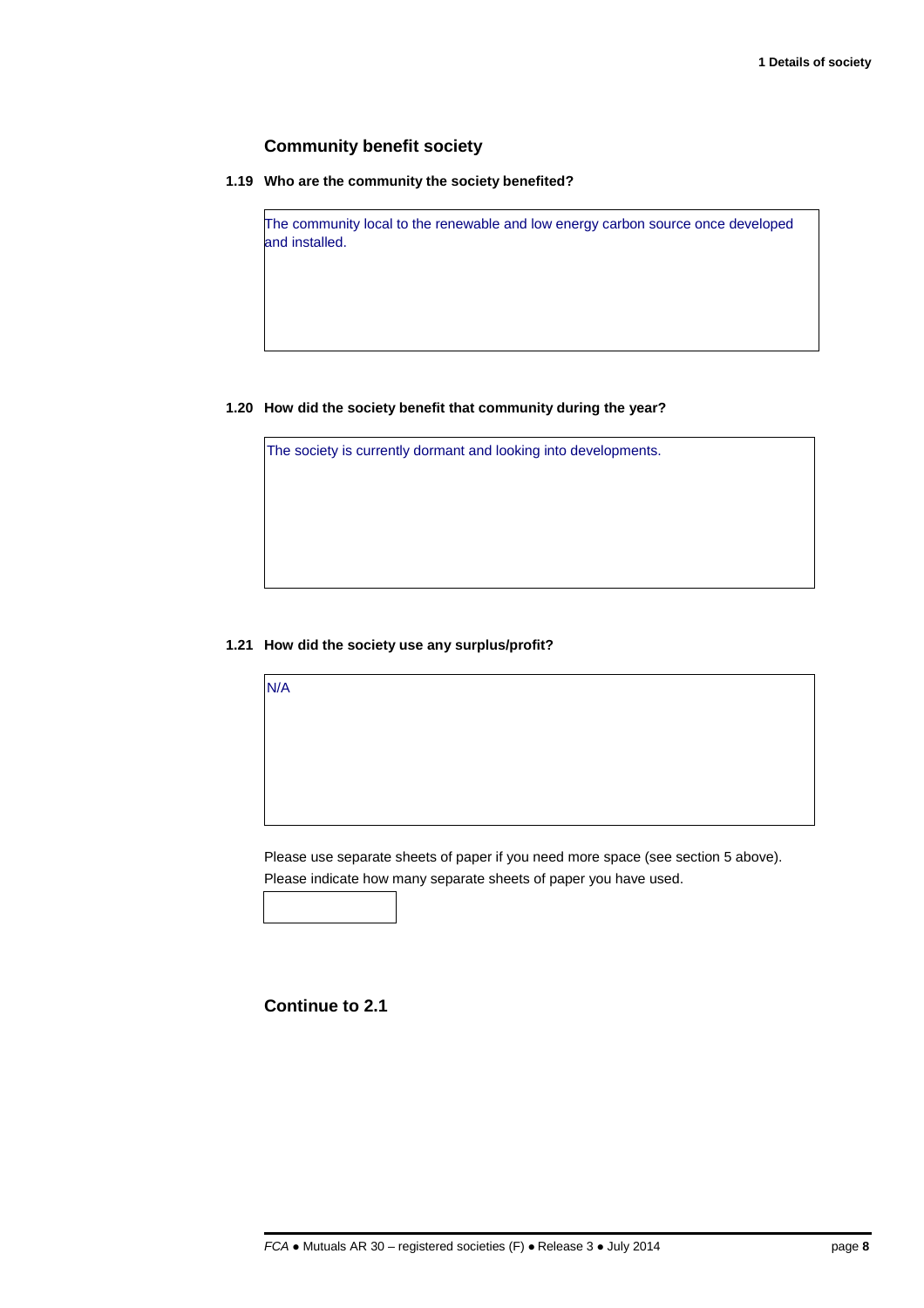## Community benefit society

**1.19 Who are the community the society benefited?**

The community local to the renewable and low energy carbon source once developed and installed.

**1.20 How did the society benefit that community during the year?**

The society is currently dormant and looking into developments.

**1.21 How did the society use any surplus/profit?**

N/A

Please use separate sheets of paper if you need more space (see section 5 above).
Please indicate how many separate sheets of paper you have used.

**Continue to 2.1**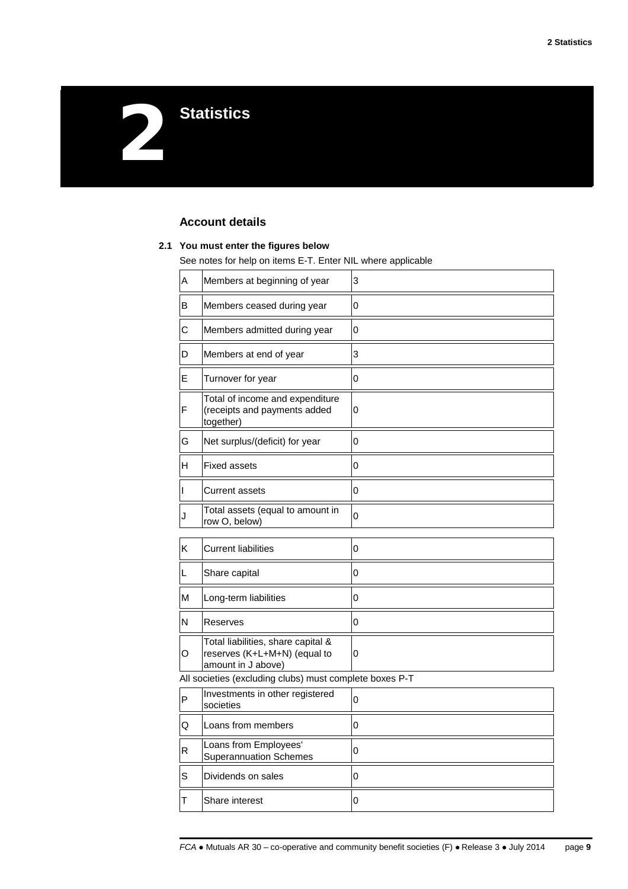# 2 Statistics

## Account details

### 2.1 You must enter the figures below

See notes for help on items E-T. Enter NIL where applicable

| | | |
|---|---|---|
| A | Members at beginning of year | 3 |
| B | Members ceased during year | 0 |
| C | Members admitted during year | 0 |
| D | Members at end of year | 3 |
| E | Turnover for year | 0 |
| F | Total of income and expenditure (receipts and payments added together) | 0 |
| G | Net surplus/(deficit) for year | 0 |
| H | Fixed assets | 0 |
| I | Current assets | 0 |
| J | Total assets (equal to amount in row O, below) | 0 |
| K | Current liabilities | 0 |
| L | Share capital | 0 |
| M | Long-term liabilities | 0 |
| N | Reserves | 0 |
| O | Total liabilities, share capital & reserves (K+L+M+N) (equal to amount in J above) | 0 |

All societies (excluding clubs) must complete boxes P-T

| | | |
|---|---|---|
| P | Investments in other registered societies | 0 |
| Q | Loans from members | 0 |
| R | Loans from Employees' Superannuation Schemes | 0 |
| S | Dividends on sales | 0 |
| T | Share interest | 0 |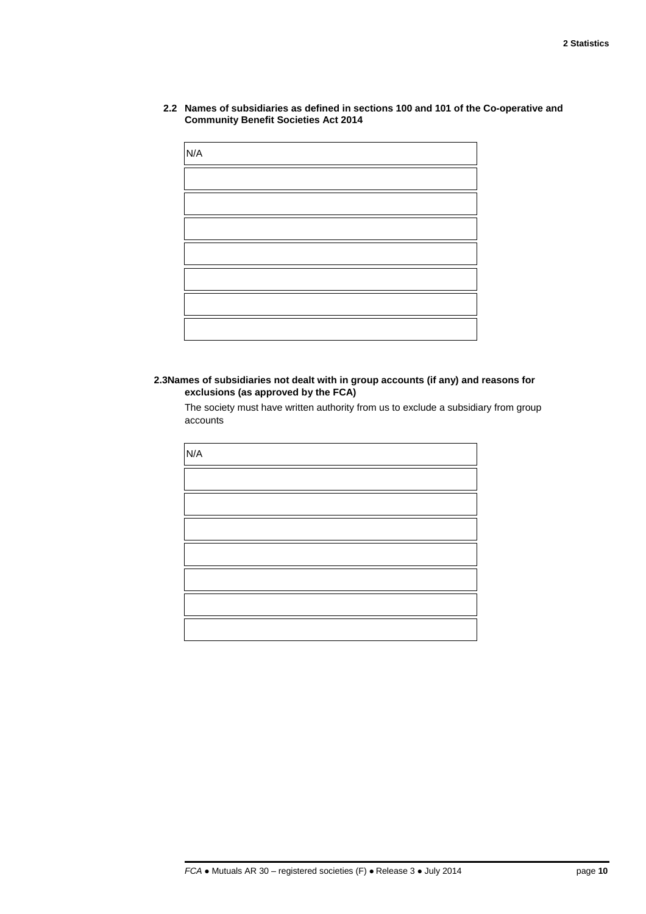**2.2 Names of subsidiaries as defined in sections 100 and 101 of the Co-operative and Community Benefit Societies Act 2014**

| N/A |
|---|
| |
| |
| |
| |
| |
| |
| |

**2.3 Names of subsidiaries not dealt with in group accounts (if any) and reasons for exclusions (as approved by the FCA)**

The society must have written authority from us to exclude a subsidiary from group accounts

| N/A |
|---|
| |
| |
| |
| |
| |
| |
| |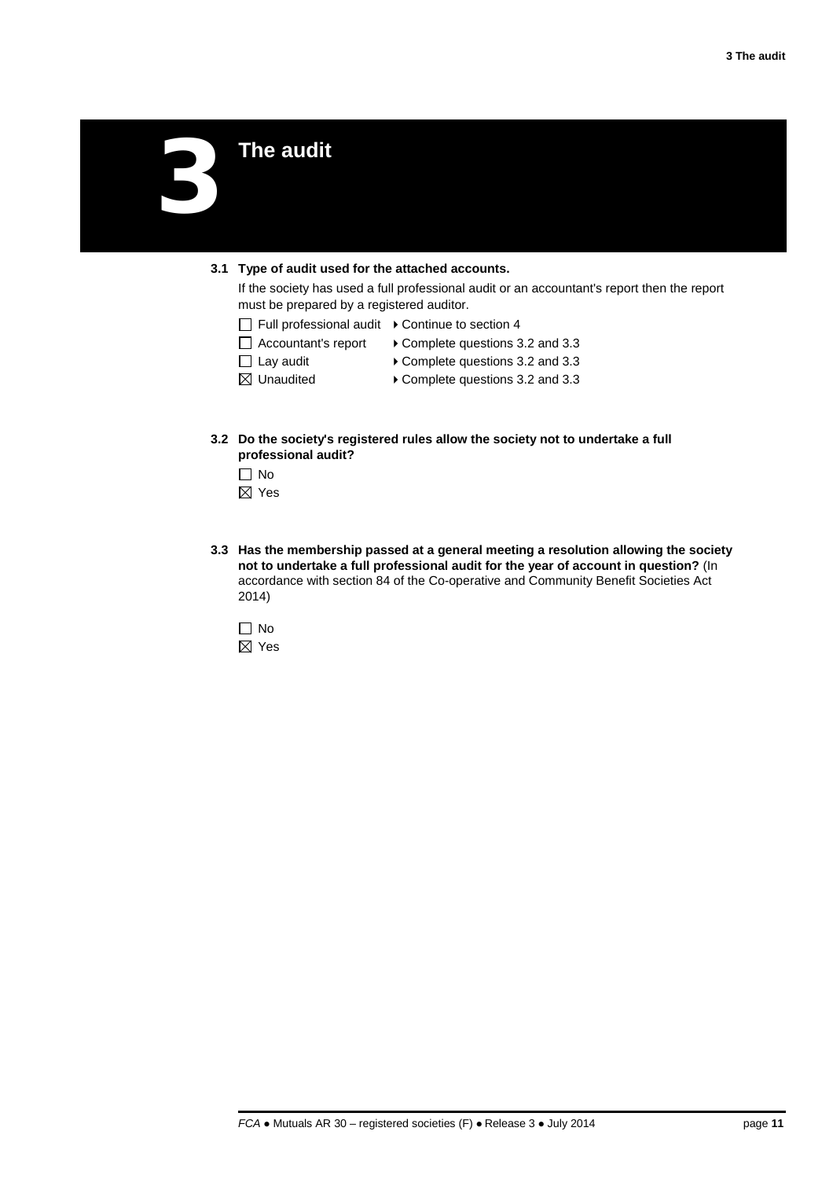# 3 The audit

**3.1 Type of audit used for the attached accounts.**

If the society has used a full professional audit or an accountant's report then the report must be prepared by a registered auditor.

- ☐ Full professional audit ▸ Continue to section 4
- ☐ Accountant's report ▸ Complete questions 3.2 and 3.3
- ☐ Lay audit ▸ Complete questions 3.2 and 3.3
- ☒ Unaudited ▸ Complete questions 3.2 and 3.3

**3.2 Do the society's registered rules allow the society not to undertake a full professional audit?**

- ☐ No
- ☒ Yes

**3.3 Has the membership passed at a general meeting a resolution allowing the society not to undertake a full professional audit for the year of account in question?** (In accordance with section 84 of the Co-operative and Community Benefit Societies Act 2014)

- ☐ No
- ☒ Yes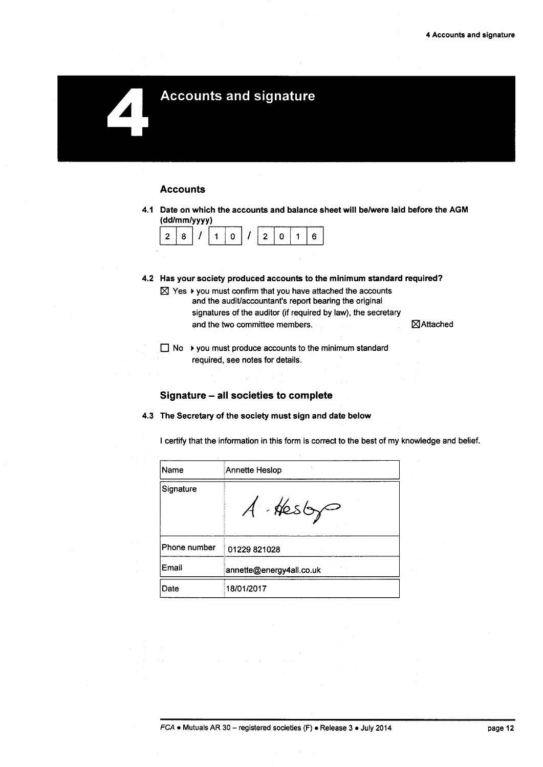# 4 Accounts and signature

## Accounts

**4.1 Date on which the accounts and balance sheet will be/were laid before the AGM (dd/mm/yyyy)**

28 / 10 / 2016

**4.2 Has your society produced accounts to the minimum standard required?**

☒ Yes ▸ you must confirm that you have attached the accounts and the audit/accountant's report bearing the original signatures of the auditor (if required by law), the secretary and the two committee members. ☒ Attached

☐ No ▸ you must produce accounts to the minimum standard required, see notes for details.

## Signature – all societies to complete

**4.3 The Secretary of the society must sign and date below**

I certify that the information in this form is correct to the best of my knowledge and belief.

| | |
|---|---|
| Name | Annette Heslop |
| Signature | A. Heslop |
| Phone number | 01229 821028 |
| Email | annette@energy4all.co.uk |
| Date | 18/01/2017 |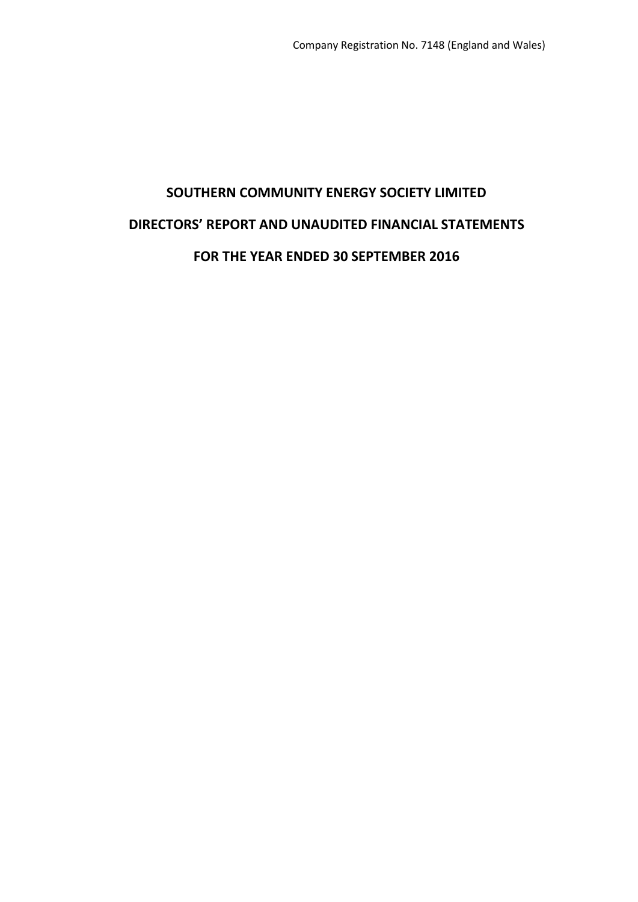Company Registration No. 7148 (England and Wales)

# SOUTHERN COMMUNITY ENERGY SOCIETY LIMITED

# DIRECTORS' REPORT AND UNAUDITED FINANCIAL STATEMENTS

# FOR THE YEAR ENDED 30 SEPTEMBER 2016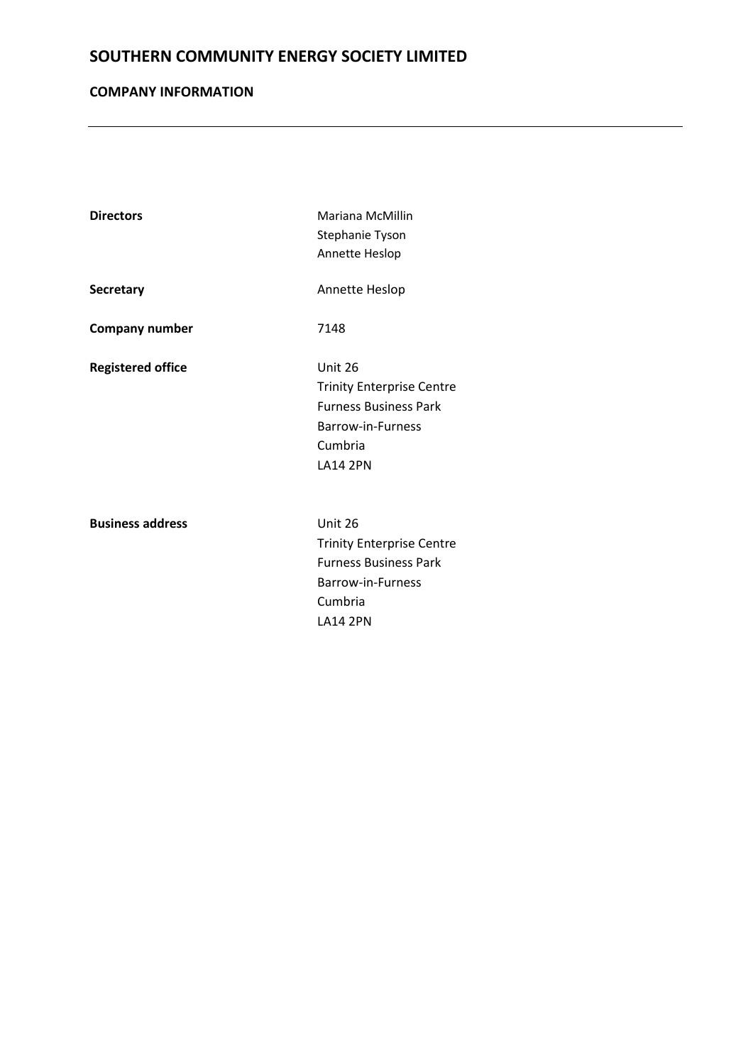# SOUTHERN COMMUNITY ENERGY SOCIETY LIMITED

## COMPANY INFORMATION

---

| | |
|---|---|
| **Directors** | Mariana McMillin<br>Stephanie Tyson<br>Annette Heslop |
| **Secretary** | Annette Heslop |
| **Company number** | 7148 |
| **Registered office** | Unit 26<br>Trinity Enterprise Centre<br>Furness Business Park<br>Barrow-in-Furness<br>Cumbria<br>LA14 2PN |
| **Business address** | Unit 26<br>Trinity Enterprise Centre<br>Furness Business Park<br>Barrow-in-Furness<br>Cumbria<br>LA14 2PN |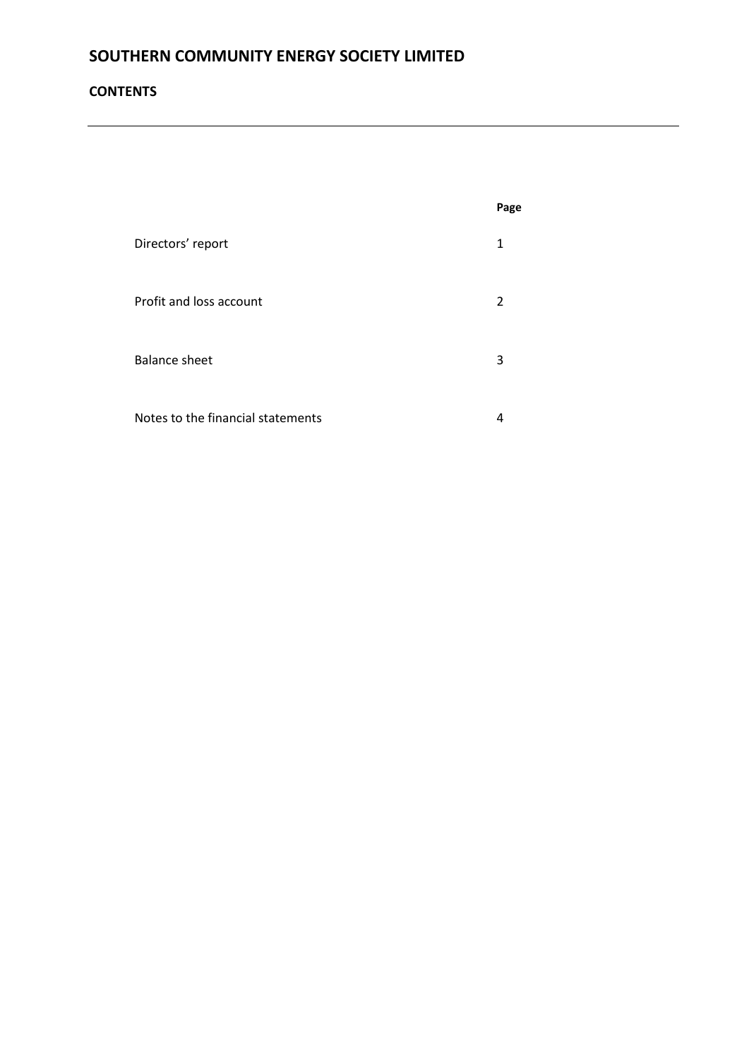# SOUTHERN COMMUNITY ENERGY SOCIETY LIMITED

## CONTENTS

| | Page |
|---|---|
| Directors' report | 1 |
| Profit and loss account | 2 |
| Balance sheet | 3 |
| Notes to the financial statements | 4 |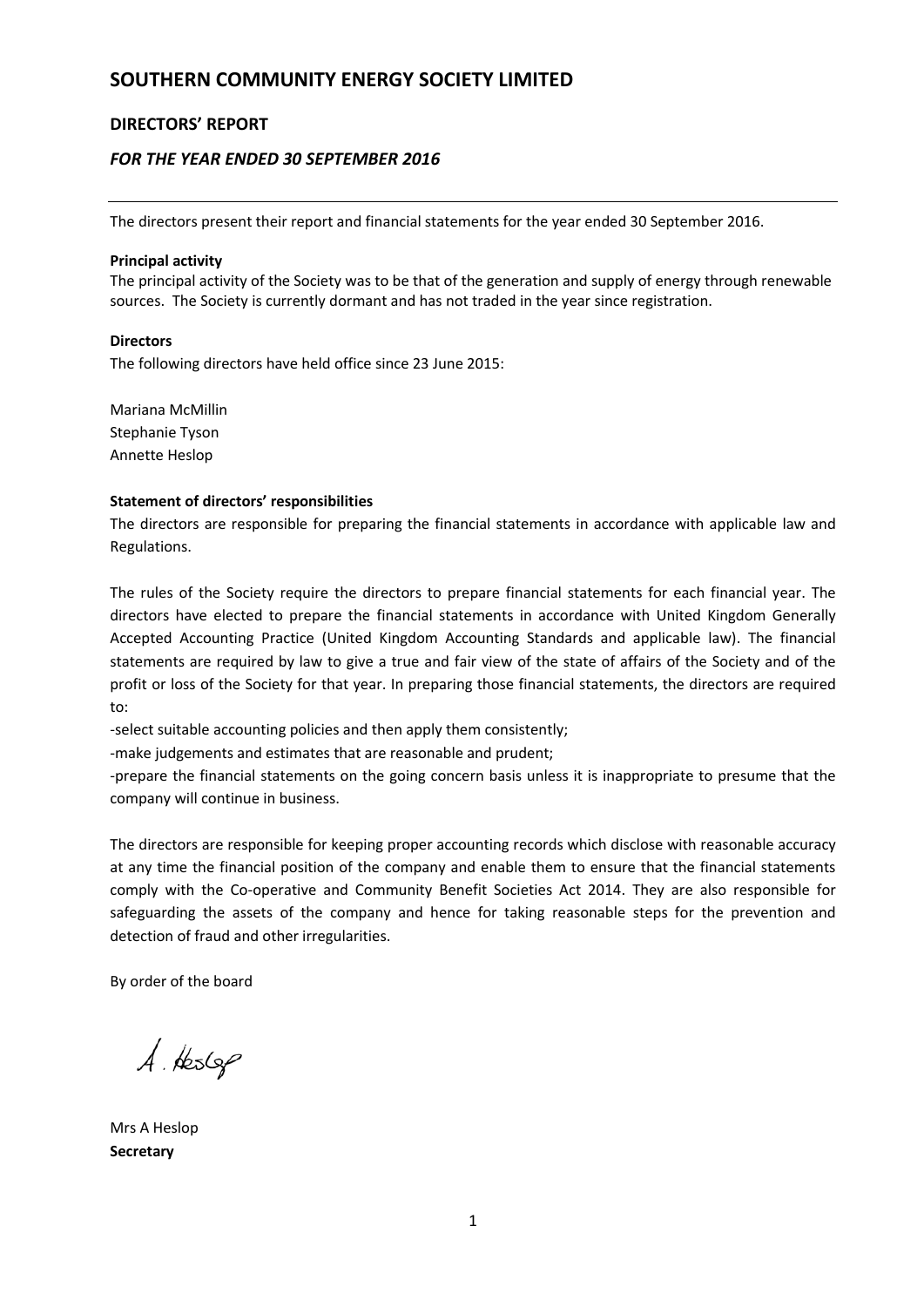# SOUTHERN COMMUNITY ENERGY SOCIETY LIMITED

## DIRECTORS' REPORT

### *FOR THE YEAR ENDED 30 SEPTEMBER 2016*

The directors present their report and financial statements for the year ended 30 September 2016.

**Principal activity**

The principal activity of the Society was to be that of the generation and supply of energy through renewable sources. The Society is currently dormant and has not traded in the year since registration.

**Directors**

The following directors have held office since 23 June 2015:

Mariana McMillin
Stephanie Tyson
Annette Heslop

**Statement of directors' responsibilities**

The directors are responsible for preparing the financial statements in accordance with applicable law and Regulations.

The rules of the Society require the directors to prepare financial statements for each financial year. The directors have elected to prepare the financial statements in accordance with United Kingdom Generally Accepted Accounting Practice (United Kingdom Accounting Standards and applicable law). The financial statements are required by law to give a true and fair view of the state of affairs of the Society and of the profit or loss of the Society for that year. In preparing those financial statements, the directors are required to:

-select suitable accounting policies and then apply them consistently;
-make judgements and estimates that are reasonable and prudent;
-prepare the financial statements on the going concern basis unless it is inappropriate to presume that the company will continue in business.

The directors are responsible for keeping proper accounting records which disclose with reasonable accuracy at any time the financial position of the company and enable them to ensure that the financial statements comply with the Co-operative and Community Benefit Societies Act 2014. They are also responsible for safeguarding the assets of the company and hence for taking reasonable steps for the prevention and detection of fraud and other irregularities.

By order of the board

A. Heslop

Mrs A Heslop
**Secretary**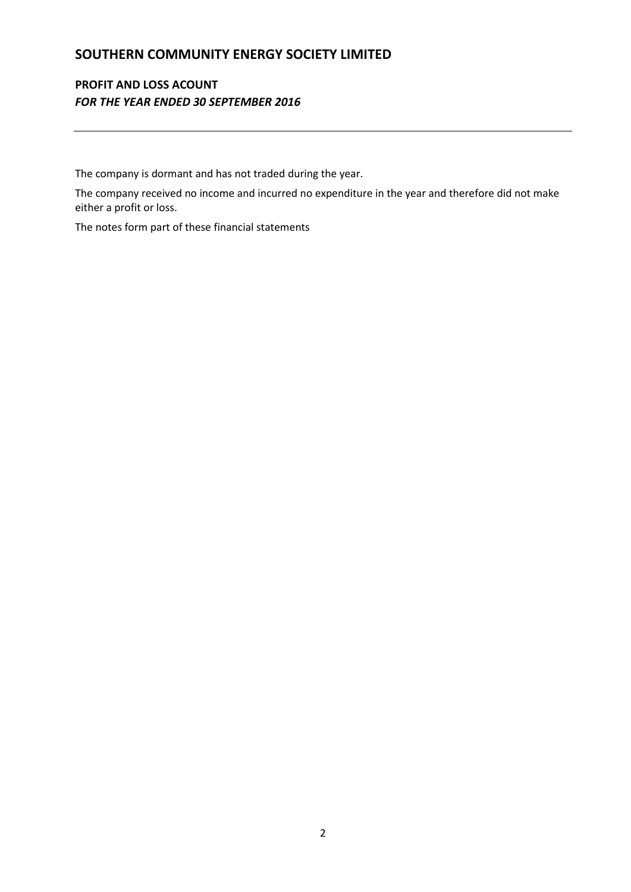# SOUTHERN COMMUNITY ENERGY SOCIETY LIMITED

## PROFIT AND LOSS ACOUNT

***FOR THE YEAR ENDED 30 SEPTEMBER 2016***

---

The company is dormant and has not traded during the year.

The company received no income and incurred no expenditure in the year and therefore did not make either a profit or loss.

The notes form part of these financial statements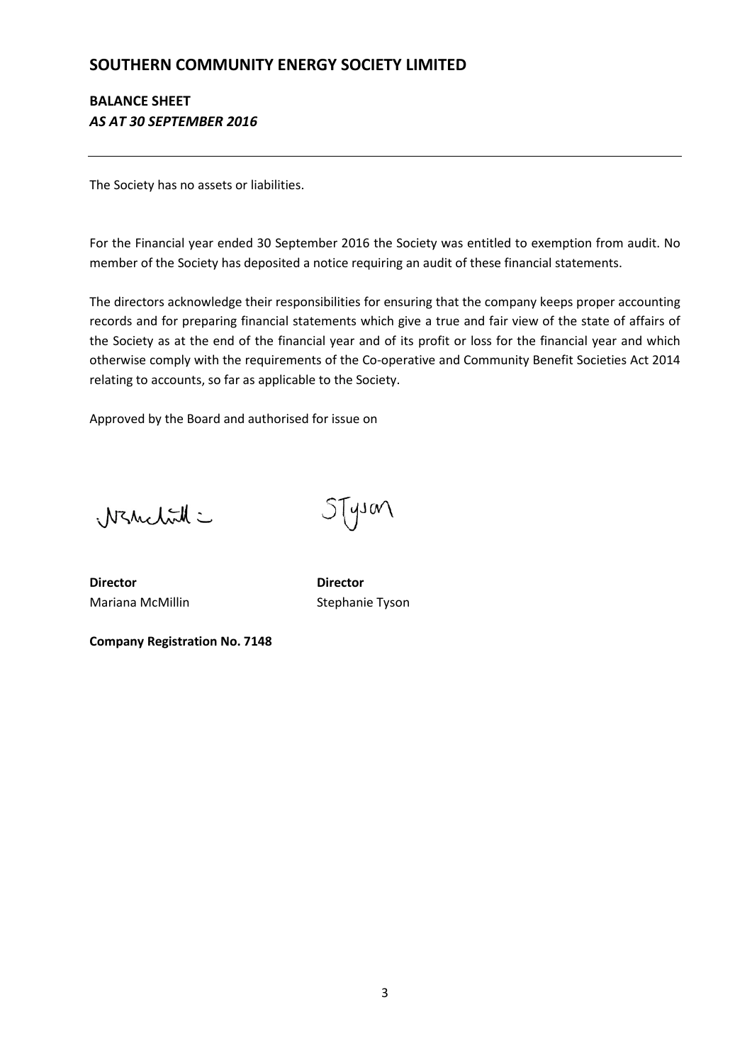# SOUTHERN COMMUNITY ENERGY SOCIETY LIMITED

## BALANCE SHEET
### *AS AT 30 SEPTEMBER 2016*

---

The Society has no assets or liabilities.

For the Financial year ended 30 September 2016 the Society was entitled to exemption from audit. No member of the Society has deposited a notice requiring an audit of these financial statements.

The directors acknowledge their responsibilities for ensuring that the company keeps proper accounting records and for preparing financial statements which give a true and fair view of the state of affairs of the Society as at the end of the financial year and of its profit or loss for the financial year and which otherwise comply with the requirements of the Co-operative and Community Benefit Societies Act 2014 relating to accounts, so far as applicable to the Society.

Approved by the Board and authorised for issue on

| **Director** | **Director** |
|---|---|
| Mariana McMillin | Stephanie Tyson |

**Company Registration No. 7148**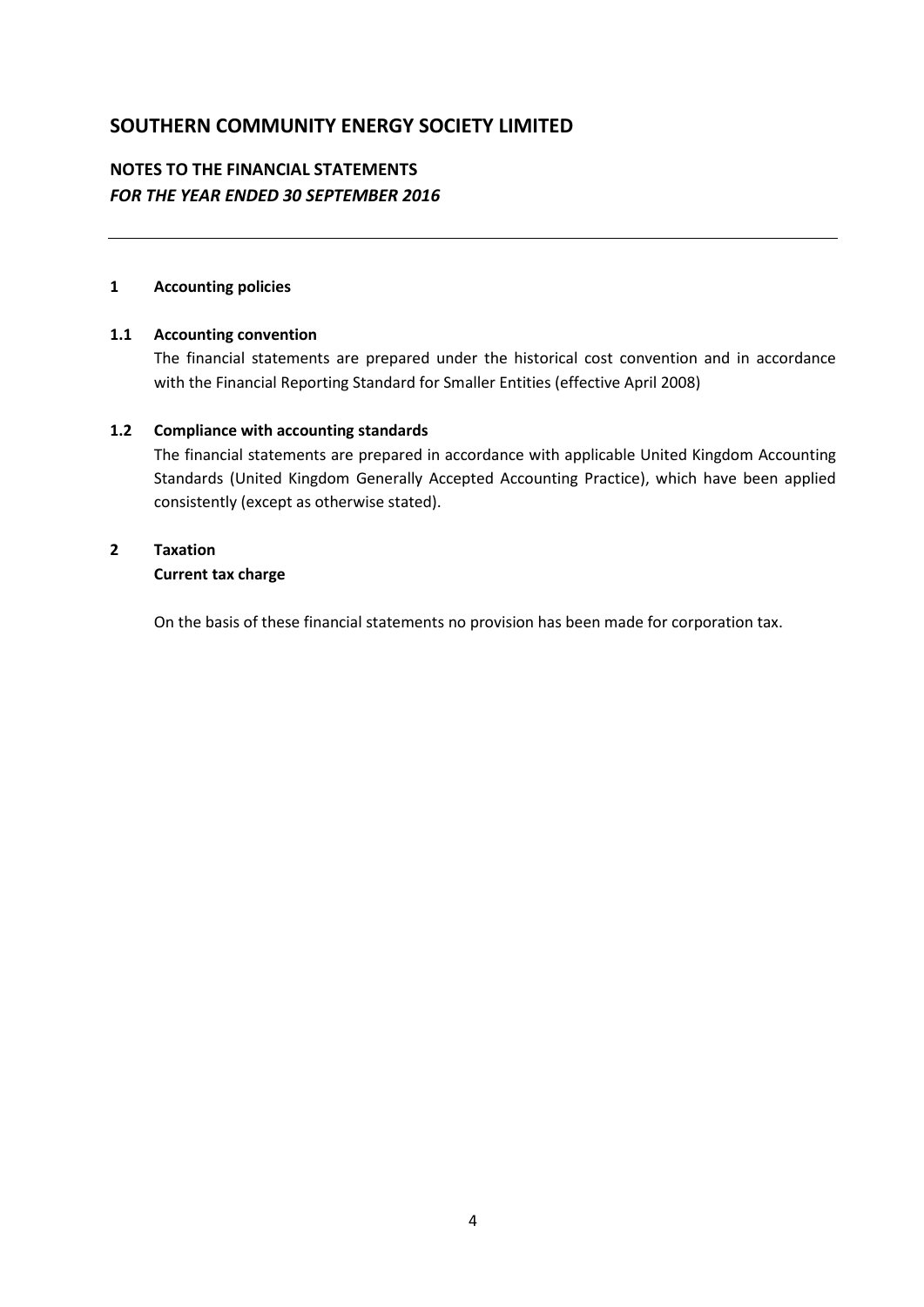# SOUTHERN COMMUNITY ENERGY SOCIETY LIMITED

## NOTES TO THE FINANCIAL STATEMENTS
### *FOR THE YEAR ENDED 30 SEPTEMBER 2016*

---

**1 Accounting policies**

**1.1 Accounting convention**

The financial statements are prepared under the historical cost convention and in accordance with the Financial Reporting Standard for Smaller Entities (effective April 2008)

**1.2 Compliance with accounting standards**

The financial statements are prepared in accordance with applicable United Kingdom Accounting Standards (United Kingdom Generally Accepted Accounting Practice), which have been applied consistently (except as otherwise stated).

**2 Taxation**

**Current tax charge**

On the basis of these financial statements no provision has been made for corporation tax.